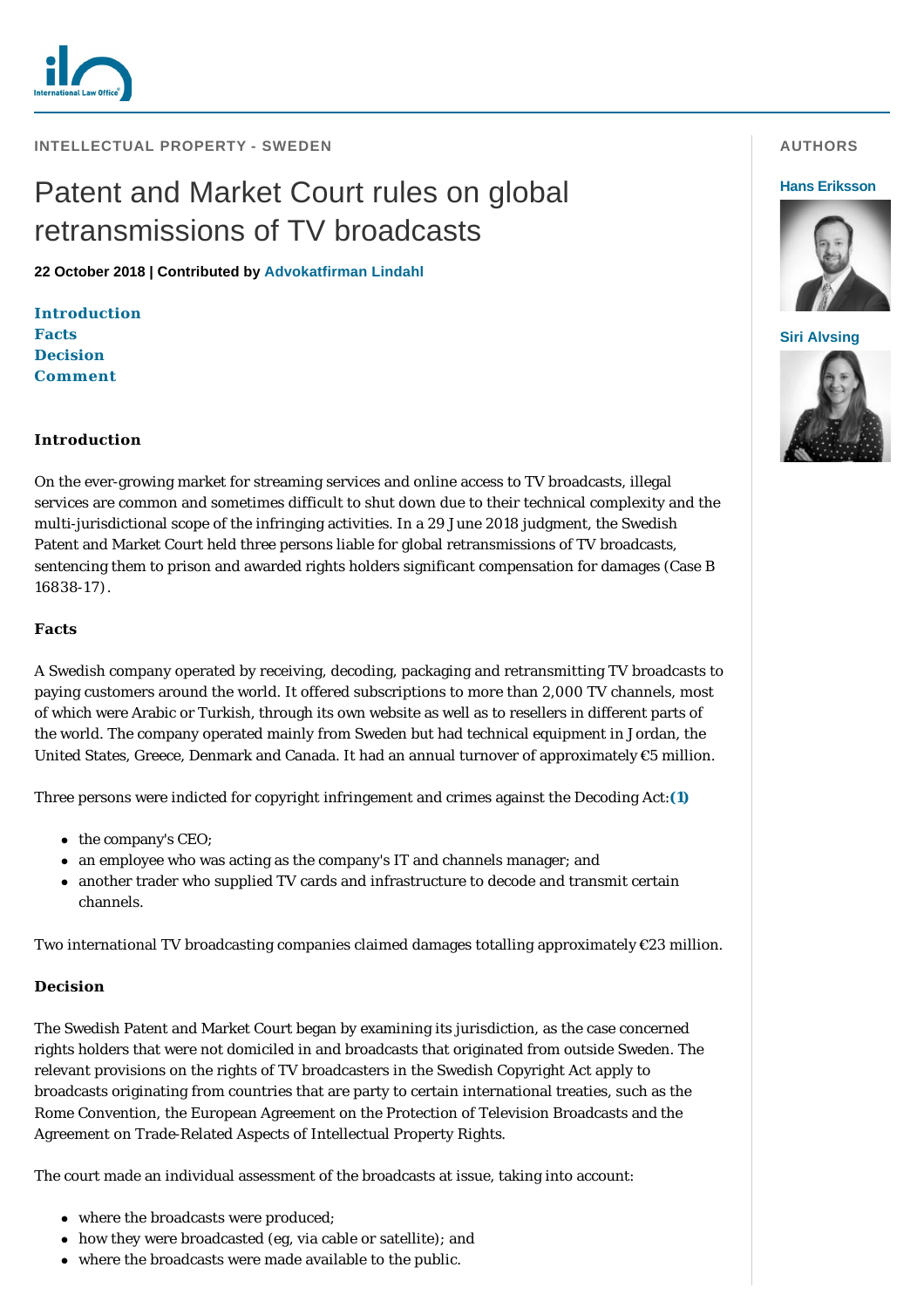INTELLECTUAL PROPERTY - SWEDEN

# Patent and Market Court rules on global retransmissions of TV broadcasts

**22 October 2018 | Contributed by Advokatfirman Lindahl**

**Introduction**
**Facts**
**Decision**
**Comment**

AUTHORS

**Hans Eriksson**

**Siri Alvsing**

## Introduction

On the ever-growing market for streaming services and online access to TV broadcasts, illegal services are common and sometimes difficult to shut down due to their technical complexity and the multi-jurisdictional scope of the infringing activities. In a 29 June 2018 judgment, the Swedish Patent and Market Court held three persons liable for global retransmissions of TV broadcasts, sentencing them to prison and awarded rights holders significant compensation for damages (Case B 16838-17).

## Facts

A Swedish company operated by receiving, decoding, packaging and retransmitting TV broadcasts to paying customers around the world. It offered subscriptions to more than 2,000 TV channels, most of which were Arabic or Turkish, through its own website as well as to resellers in different parts of the world. The company operated mainly from Sweden but had technical equipment in Jordan, the United States, Greece, Denmark and Canada. It had an annual turnover of approximately €5 million.

Three persons were indicted for copyright infringement and crimes against the Decoding Act:**(1)**

- the company's CEO;
- an employee who was acting as the company's IT and channels manager; and
- another trader who supplied TV cards and infrastructure to decode and transmit certain channels.

Two international TV broadcasting companies claimed damages totalling approximately €23 million.

## Decision

The Swedish Patent and Market Court began by examining its jurisdiction, as the case concerned rights holders that were not domiciled in and broadcasts that originated from outside Sweden. The relevant provisions on the rights of TV broadcasters in the Swedish Copyright Act apply to broadcasts originating from countries that are party to certain international treaties, such as the Rome Convention, the European Agreement on the Protection of Television Broadcasts and the Agreement on Trade-Related Aspects of Intellectual Property Rights.

The court made an individual assessment of the broadcasts at issue, taking into account:

- where the broadcasts were produced;
- how they were broadcasted (eg, via cable or satellite); and
- where the broadcasts were made available to the public.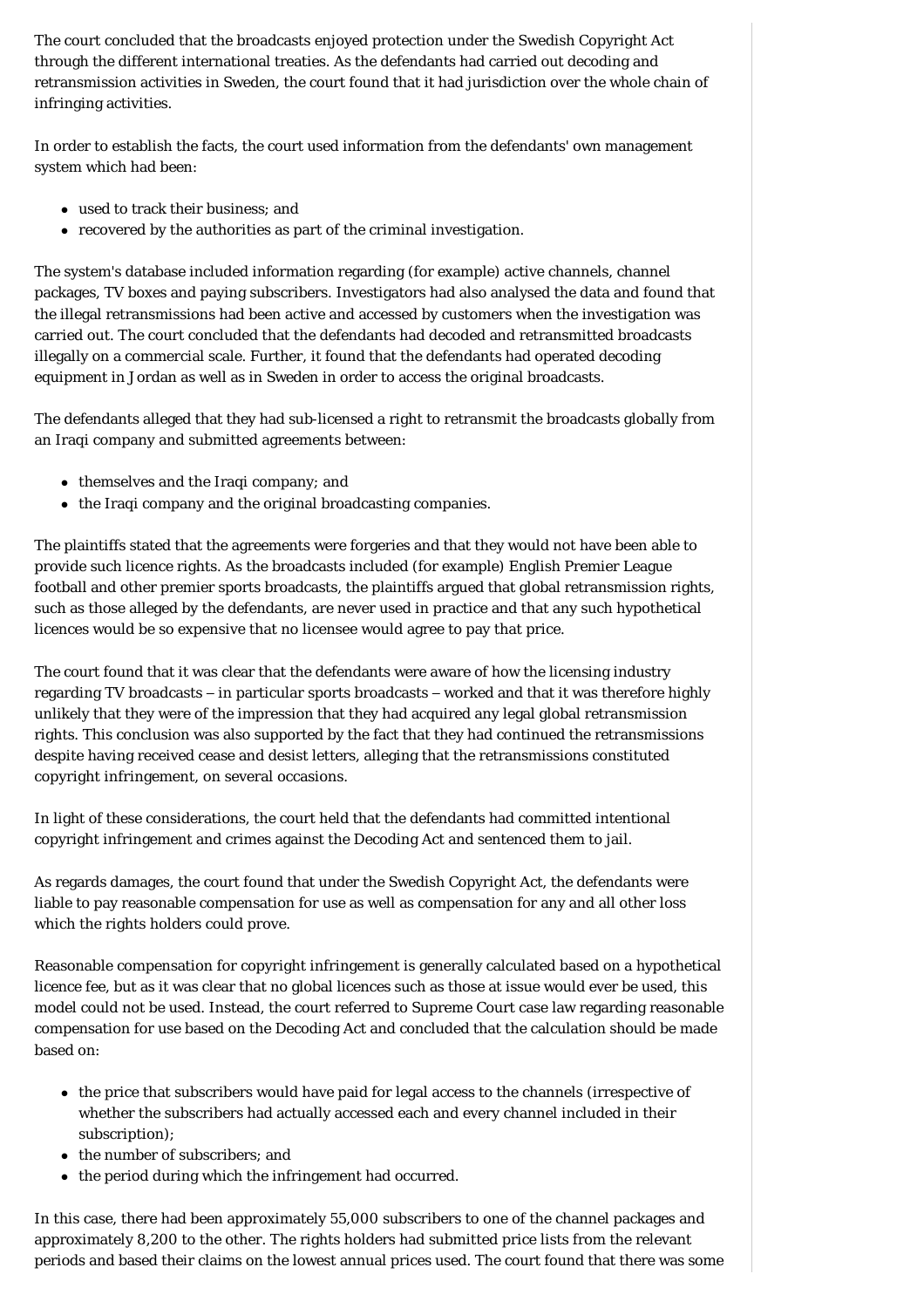The court concluded that the broadcasts enjoyed protection under the Swedish Copyright Act through the different international treaties. As the defendants had carried out decoding and retransmission activities in Sweden, the court found that it had jurisdiction over the whole chain of infringing activities.

In order to establish the facts, the court used information from the defendants' own management system which had been:

- used to track their business; and
- recovered by the authorities as part of the criminal investigation.

The system's database included information regarding (for example) active channels, channel packages, TV boxes and paying subscribers. Investigators had also analysed the data and found that the illegal retransmissions had been active and accessed by customers when the investigation was carried out. The court concluded that the defendants had decoded and retransmitted broadcasts illegally on a commercial scale. Further, it found that the defendants had operated decoding equipment in Jordan as well as in Sweden in order to access the original broadcasts.

The defendants alleged that they had sub-licensed a right to retransmit the broadcasts globally from an Iraqi company and submitted agreements between:

- themselves and the Iraqi company; and
- the Iraqi company and the original broadcasting companies.

The plaintiffs stated that the agreements were forgeries and that they would not have been able to provide such licence rights. As the broadcasts included (for example) English Premier League football and other premier sports broadcasts, the plaintiffs argued that global retransmission rights, such as those alleged by the defendants, are never used in practice and that any such hypothetical licences would be so expensive that no licensee would agree to pay that price.

The court found that it was clear that the defendants were aware of how the licensing industry regarding TV broadcasts – in particular sports broadcasts – worked and that it was therefore highly unlikely that they were of the impression that they had acquired any legal global retransmission rights. This conclusion was also supported by the fact that they had continued the retransmissions despite having received cease and desist letters, alleging that the retransmissions constituted copyright infringement, on several occasions.

In light of these considerations, the court held that the defendants had committed intentional copyright infringement and crimes against the Decoding Act and sentenced them to jail.

As regards damages, the court found that under the Swedish Copyright Act, the defendants were liable to pay reasonable compensation for use as well as compensation for any and all other loss which the rights holders could prove.

Reasonable compensation for copyright infringement is generally calculated based on a hypothetical licence fee, but as it was clear that no global licences such as those at issue would ever be used, this model could not be used. Instead, the court referred to Supreme Court case law regarding reasonable compensation for use based on the Decoding Act and concluded that the calculation should be made based on:

- the price that subscribers would have paid for legal access to the channels (irrespective of whether the subscribers had actually accessed each and every channel included in their subscription);
- the number of subscribers; and
- the period during which the infringement had occurred.

In this case, there had been approximately 55,000 subscribers to one of the channel packages and approximately 8,200 to the other. The rights holders had submitted price lists from the relevant periods and based their claims on the lowest annual prices used. The court found that there was some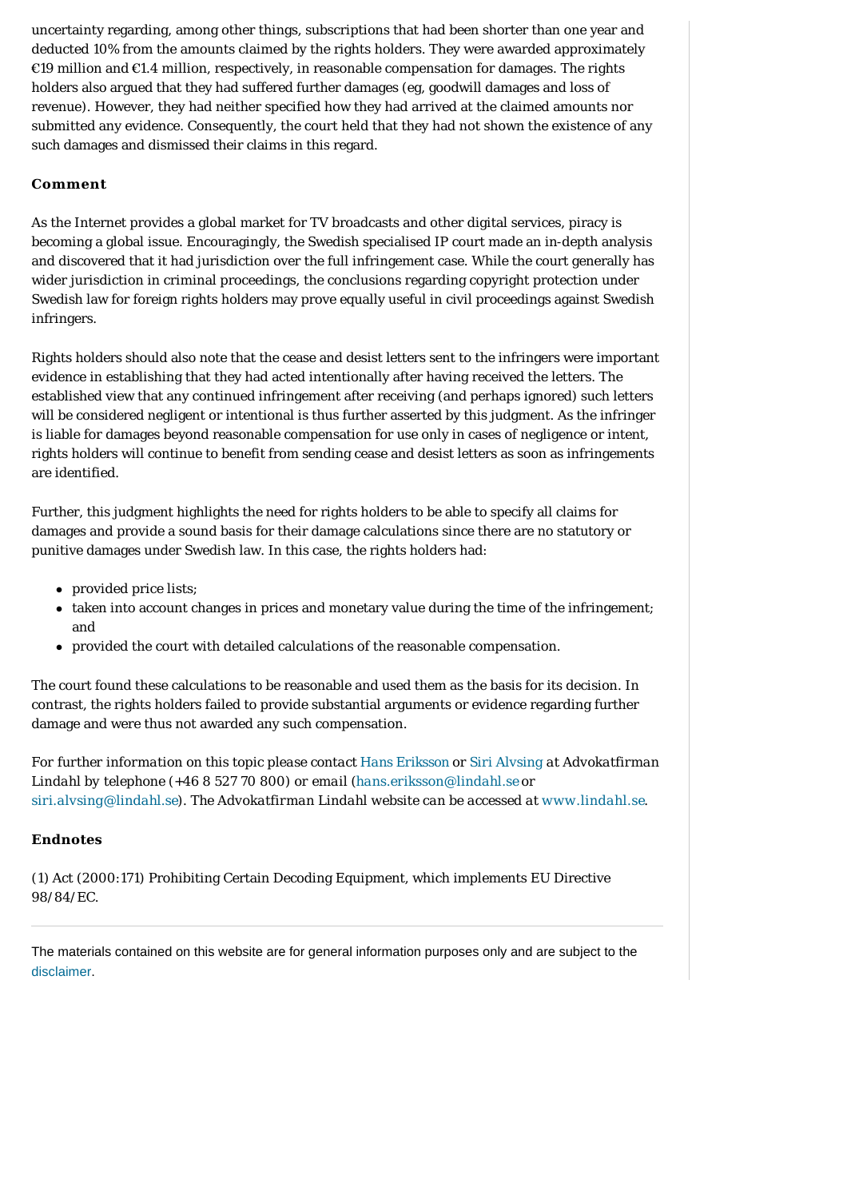uncertainty regarding, among other things, subscriptions that had been shorter than one year and deducted 10% from the amounts claimed by the rights holders. They were awarded approximately €19 million and €1.4 million, respectively, in reasonable compensation for damages. The rights holders also argued that they had suffered further damages (eg, goodwill damages and loss of revenue). However, they had neither specified how they had arrived at the claimed amounts nor submitted any evidence. Consequently, the court held that they had not shown the existence of any such damages and dismissed their claims in this regard.

## Comment

As the Internet provides a global market for TV broadcasts and other digital services, piracy is becoming a global issue. Encouragingly, the Swedish specialised IP court made an in-depth analysis and discovered that it had jurisdiction over the full infringement case. While the court generally has wider jurisdiction in criminal proceedings, the conclusions regarding copyright protection under Swedish law for foreign rights holders may prove equally useful in civil proceedings against Swedish infringers.

Rights holders should also note that the cease and desist letters sent to the infringers were important evidence in establishing that they had acted intentionally after having received the letters. The established view that any continued infringement after receiving (and perhaps ignored) such letters will be considered negligent or intentional is thus further asserted by this judgment. As the infringer is liable for damages beyond reasonable compensation for use only in cases of negligence or intent, rights holders will continue to benefit from sending cease and desist letters as soon as infringements are identified.

Further, this judgment highlights the need for rights holders to be able to specify all claims for damages and provide a sound basis for their damage calculations since there are no statutory or punitive damages under Swedish law. In this case, the rights holders had:

- provided price lists;
- taken into account changes in prices and monetary value during the time of the infringement; and
- provided the court with detailed calculations of the reasonable compensation.

The court found these calculations to be reasonable and used them as the basis for its decision. In contrast, the rights holders failed to provide substantial arguments or evidence regarding further damage and were thus not awarded any such compensation.

*For further information on this topic please contact* Hans Eriksson *or* Siri Alvsing *at Advokatfirman Lindahl by telephone (+46 8 527 70 800) or email (*hans.eriksson@lindahl.se *or* siri.alvsing@lindahl.se*). The Advokatfirman Lindahl website can be accessed at* www.lindahl.se.

## Endnotes

(1) Act (2000:171) Prohibiting Certain Decoding Equipment, which implements EU Directive 98/84/EC.

---

The materials contained on this website are for general information purposes only and are subject to the disclaimer.